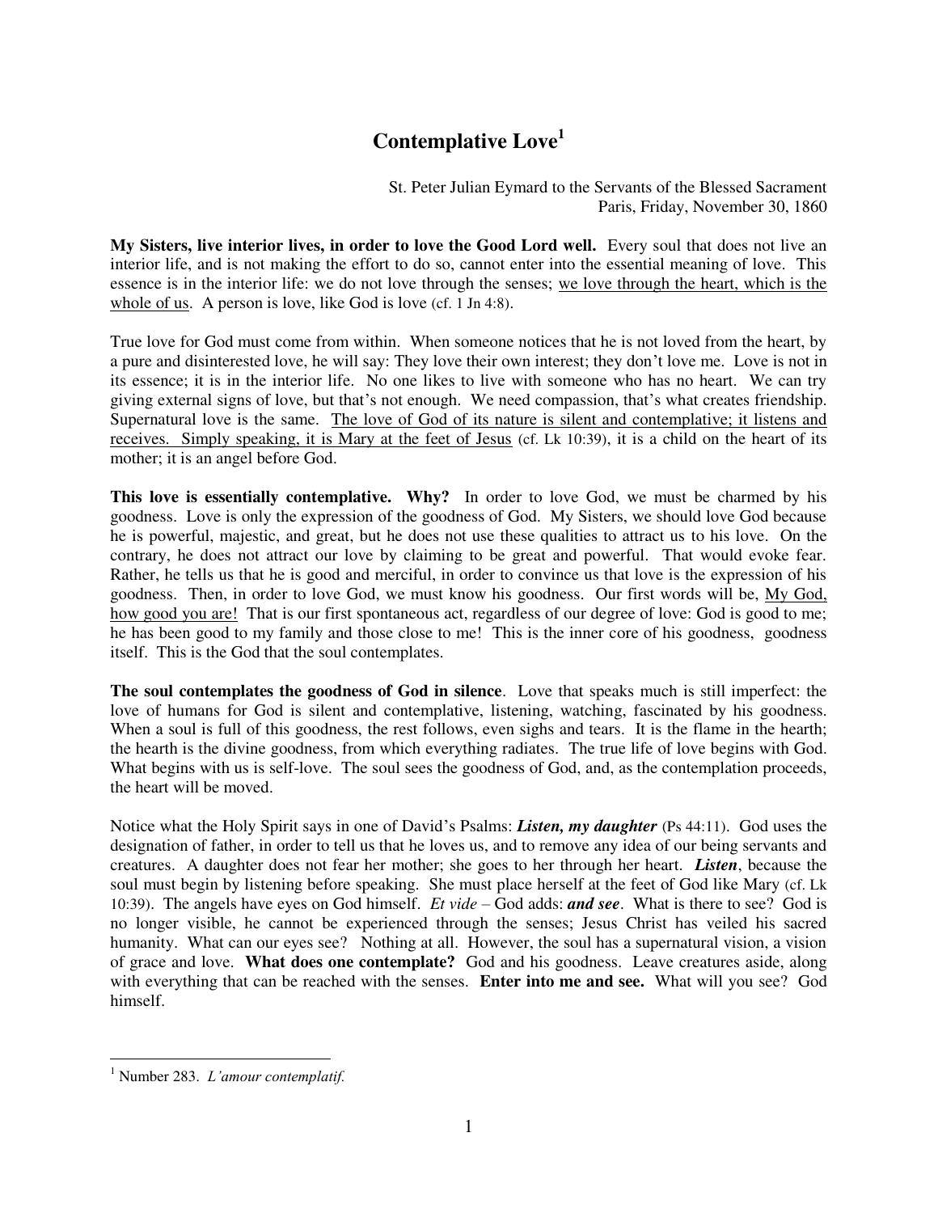# Contemplative Love[1]

St. Peter Julian Eymard to the Servants of the Blessed Sacrament
Paris, Friday, November 30, 1860

**My Sisters, live interior lives, in order to love the Good Lord well.** Every soul that does not live an interior life, and is not making the effort to do so, cannot enter into the essential meaning of love. This essence is in the interior life: we do not love through the senses; <u>we love through the heart, which is the whole of us</u>. A person is love, like God is love (cf. 1 Jn 4:8).

True love for God must come from within. When someone notices that he is not loved from the heart, by a pure and disinterested love, he will say: They love their own interest; they don't love me. Love is not in its essence; it is in the interior life. No one likes to live with someone who has no heart. We can try giving external signs of love, but that's not enough. We need compassion, that's what creates friendship. Supernatural love is the same. <u>The love of God of its nature is silent and contemplative; it listens and receives. Simply speaking, it is Mary at the feet of Jesus</u> (cf. Lk 10:39), it is a child on the heart of its mother; it is an angel before God.

**This love is essentially contemplative. Why?** In order to love God, we must be charmed by his goodness. Love is only the expression of the goodness of God. My Sisters, we should love God because he is powerful, majestic, and great, but he does not use these qualities to attract us to his love. On the contrary, he does not attract our love by claiming to be great and powerful. That would evoke fear. Rather, he tells us that he is good and merciful, in order to convince us that love is the expression of his goodness. Then, in order to love God, we must know his goodness. Our first words will be, <u>My God, how good you are!</u> That is our first spontaneous act, regardless of our degree of love: God is good to me; he has been good to my family and those close to me! This is the inner core of his goodness, goodness itself. This is the God that the soul contemplates.

**The soul contemplates the goodness of God in silence**. Love that speaks much is still imperfect: the love of humans for God is silent and contemplative, listening, watching, fascinated by his goodness. When a soul is full of this goodness, the rest follows, even sighs and tears. It is the flame in the hearth; the hearth is the divine goodness, from which everything radiates. The true life of love begins with God. What begins with us is self-love. The soul sees the goodness of God, and, as the contemplation proceeds, the heart will be moved.

Notice what the Holy Spirit says in one of David's Psalms: ***Listen, my daughter*** (Ps 44:11). God uses the designation of father, in order to tell us that he loves us, and to remove any idea of our being servants and creatures. A daughter does not fear her mother; she goes to her through her heart. ***Listen***, because the soul must begin by listening before speaking. She must place herself at the feet of God like Mary (cf. Lk 10:39). The angels have eyes on God himself. *Et vide* – God adds: ***and see***. What is there to see? God is no longer visible, he cannot be experienced through the senses; Jesus Christ has veiled his sacred humanity. What can our eyes see? Nothing at all. However, the soul has a supernatural vision, a vision of grace and love. **What does one contemplate?** God and his goodness. Leave creatures aside, along with everything that can be reached with the senses. **Enter into me and see.** What will you see? God himself.

---

[1] Number 283. *L'amour contemplatif.*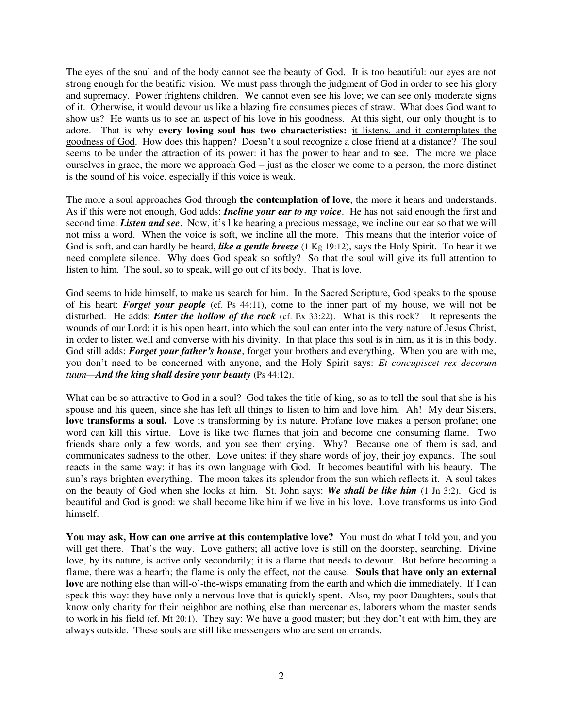The eyes of the soul and of the body cannot see the beauty of God. It is too beautiful: our eyes are not strong enough for the beatific vision. We must pass through the judgment of God in order to see his glory and supremacy. Power frightens children. We cannot even see his love; we can see only moderate signs of it. Otherwise, it would devour us like a blazing fire consumes pieces of straw. What does God want to show us? He wants us to see an aspect of his love in his goodness. At this sight, our only thought is to adore. That is why **every loving soul has two characteristics:** <u>it listens, and it contemplates the goodness of God</u>. How does this happen? Doesn't a soul recognize a close friend at a distance? The soul seems to be under the attraction of its power: it has the power to hear and to see. The more we place ourselves in grace, the more we approach God – just as the closer we come to a person, the more distinct is the sound of his voice, especially if this voice is weak.

The more a soul approaches God through **the contemplation of love**, the more it hears and understands. As if this were not enough, God adds: ***Incline your ear to my voice***. He has not said enough the first and second time: ***Listen and see***. Now, it's like hearing a precious message, we incline our ear so that we will not miss a word. When the voice is soft, we incline all the more. This means that the interior voice of God is soft, and can hardly be heard, ***like a gentle breeze*** (1 Kg 19:12), says the Holy Spirit. To hear it we need complete silence. Why does God speak so softly? So that the soul will give its full attention to listen to him. The soul, so to speak, will go out of its body. That is love.

God seems to hide himself, to make us search for him. In the Sacred Scripture, God speaks to the spouse of his heart: ***Forget your people*** (cf. Ps 44:11), come to the inner part of my house, we will not be disturbed. He adds: ***Enter the hollow of the rock*** (cf. Ex 33:22). What is this rock? It represents the wounds of our Lord; it is his open heart, into which the soul can enter into the very nature of Jesus Christ, in order to listen well and converse with his divinity. In that place this soul is in him, as it is in this body. God still adds: ***Forget your father's house***, forget your brothers and everything. When you are with me, you don't need to be concerned with anyone, and the Holy Spirit says: *Et concupiscet rex decorum tuum*—***And the king shall desire your beauty*** (Ps 44:12).

What can be so attractive to God in a soul? God takes the title of king, so as to tell the soul that she is his spouse and his queen, since she has left all things to listen to him and love him. Ah! My dear Sisters, **love transforms a soul.** Love is transforming by its nature. Profane love makes a person profane; one word can kill this virtue. Love is like two flames that join and become one consuming flame. Two friends share only a few words, and you see them crying. Why? Because one of them is sad, and communicates sadness to the other. Love unites: if they share words of joy, their joy expands. The soul reacts in the same way: it has its own language with God. It becomes beautiful with his beauty. The sun's rays brighten everything. The moon takes its splendor from the sun which reflects it. A soul takes on the beauty of God when she looks at him. St. John says: ***We shall be like him*** (1 Jn 3:2). God is beautiful and God is good: we shall become like him if we live in his love. Love transforms us into God himself.

**You may ask, How can one arrive at this contemplative love?** You must do what I told you, and you will get there. That's the way. Love gathers; all active love is still on the doorstep, searching. Divine love, by its nature, is active only secondarily; it is a flame that needs to devour. But before becoming a flame, there was a hearth; the flame is only the effect, not the cause. **Souls that have only an external love** are nothing else than will-o'-the-wisps emanating from the earth and which die immediately. If I can speak this way: they have only a nervous love that is quickly spent. Also, my poor Daughters, souls that know only charity for their neighbor are nothing else than mercenaries, laborers whom the master sends to work in his field (cf. Mt 20:1). They say: We have a good master; but they don't eat with him, they are always outside. These souls are still like messengers who are sent on errands.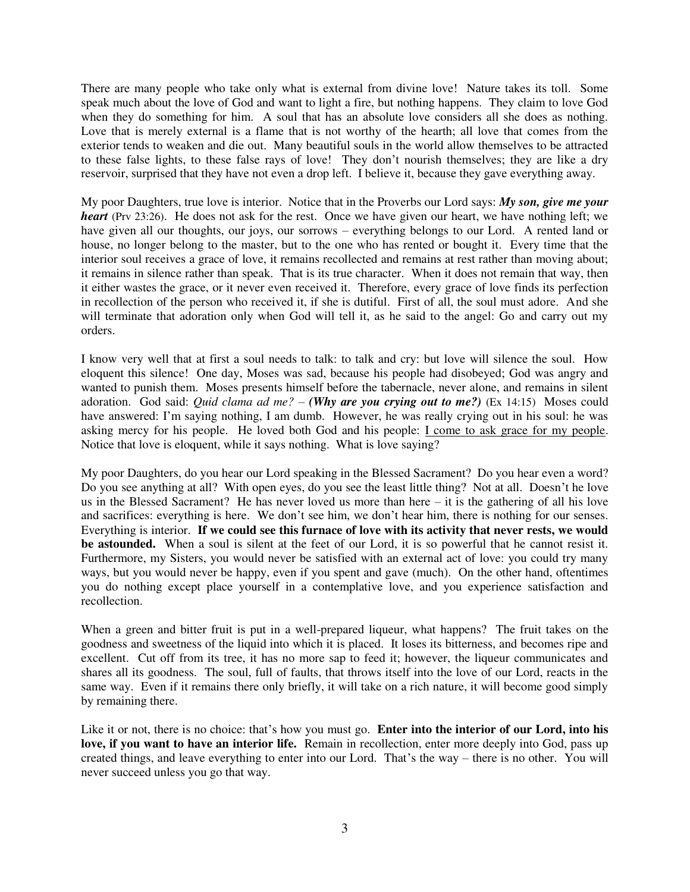There are many people who take only what is external from divine love! Nature takes its toll. Some speak much about the love of God and want to light a fire, but nothing happens. They claim to love God when they do something for him. A soul that has an absolute love considers all she does as nothing. Love that is merely external is a flame that is not worthy of the hearth; all love that comes from the exterior tends to weaken and die out. Many beautiful souls in the world allow themselves to be attracted to these false lights, to these false rays of love! They don't nourish themselves; they are like a dry reservoir, surprised that they have not even a drop left. I believe it, because they gave everything away.

My poor Daughters, true love is interior. Notice that in the Proverbs our Lord says: ***My son, give me your heart*** (Prv 23:26). He does not ask for the rest. Once we have given our heart, we have nothing left; we have given all our thoughts, our joys, our sorrows – everything belongs to our Lord. A rented land or house, no longer belong to the master, but to the one who has rented or bought it. Every time that the interior soul receives a grace of love, it remains recollected and remains at rest rather than moving about; it remains in silence rather than speak. That is its true character. When it does not remain that way, then it either wastes the grace, or it never even received it. Therefore, every grace of love finds its perfection in recollection of the person who received it, if she is dutiful. First of all, the soul must adore. And she will terminate that adoration only when God will tell it, as he said to the angel: Go and carry out my orders.

I know very well that at first a soul needs to talk: to talk and cry: but love will silence the soul. How eloquent this silence! One day, Moses was sad, because his people had disobeyed; God was angry and wanted to punish them. Moses presents himself before the tabernacle, never alone, and remains in silent adoration. God said: *Quid clama ad me?* – ***(Why are you crying out to me?)*** (Ex 14:15) Moses could have answered: I'm saying nothing, I am dumb. However, he was really crying out in his soul: he was asking mercy for his people. He loved both God and his people: <u>I come to ask grace for my people</u>. Notice that love is eloquent, while it says nothing. What is love saying?

My poor Daughters, do you hear our Lord speaking in the Blessed Sacrament? Do you hear even a word? Do you see anything at all? With open eyes, do you see the least little thing? Not at all. Doesn't he love us in the Blessed Sacrament? He has never loved us more than here – it is the gathering of all his love and sacrifices: everything is here. We don't see him, we don't hear him, there is nothing for our senses. Everything is interior. **If we could see this furnace of love with its activity that never rests, we would be astounded.** When a soul is silent at the feet of our Lord, it is so powerful that he cannot resist it. Furthermore, my Sisters, you would never be satisfied with an external act of love: you could try many ways, but you would never be happy, even if you spent and gave (much). On the other hand, oftentimes you do nothing except place yourself in a contemplative love, and you experience satisfaction and recollection.

When a green and bitter fruit is put in a well-prepared liqueur, what happens? The fruit takes on the goodness and sweetness of the liquid into which it is placed. It loses its bitterness, and becomes ripe and excellent. Cut off from its tree, it has no more sap to feed it; however, the liqueur communicates and shares all its goodness. The soul, full of faults, that throws itself into the love of our Lord, reacts in the same way. Even if it remains there only briefly, it will take on a rich nature, it will become good simply by remaining there.

Like it or not, there is no choice: that's how you must go. **Enter into the interior of our Lord, into his love, if you want to have an interior life.** Remain in recollection, enter more deeply into God, pass up created things, and leave everything to enter into our Lord. That's the way – there is no other. You will never succeed unless you go that way.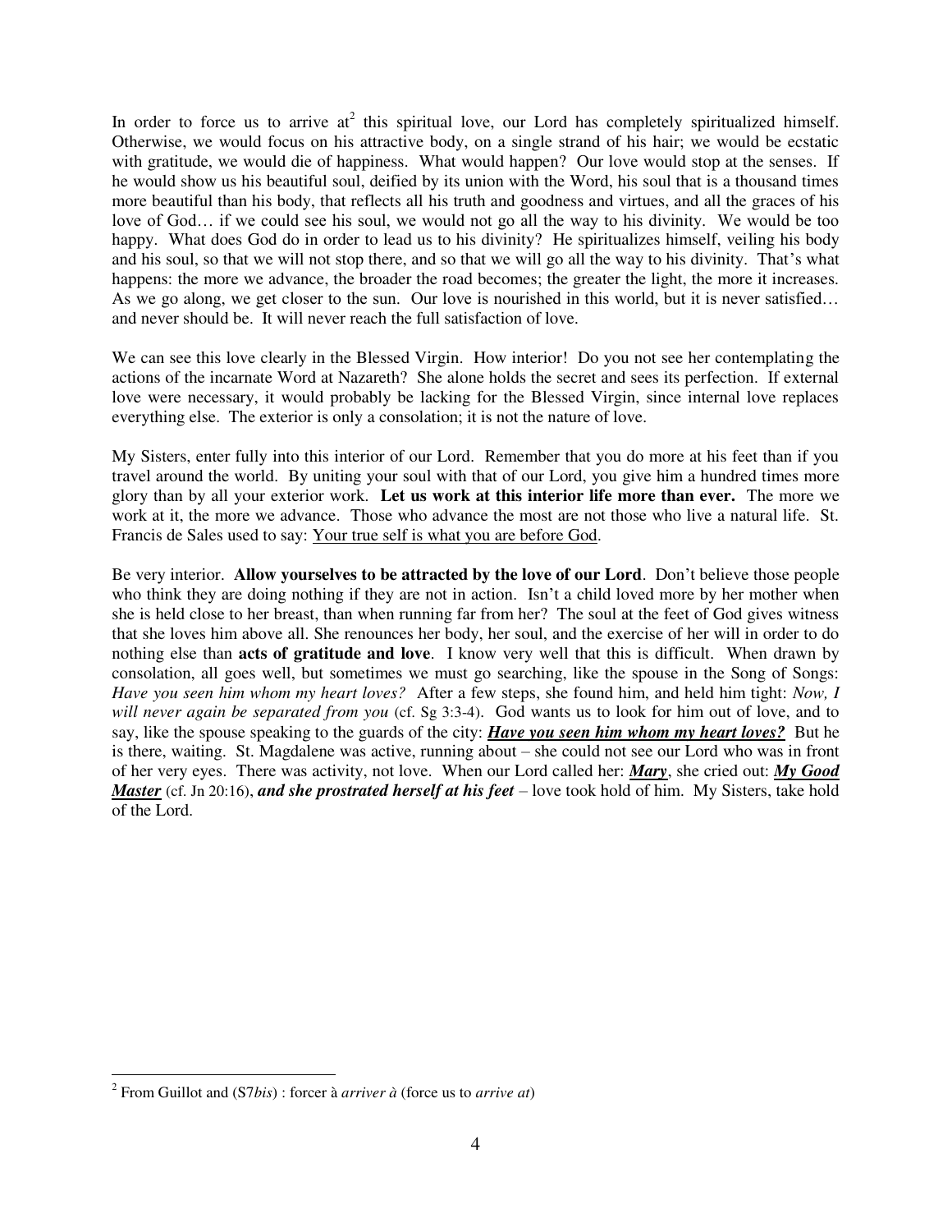In order to force us to arrive at[2] this spiritual love, our Lord has completely spiritualized himself. Otherwise, we would focus on his attractive body, on a single strand of his hair; we would be ecstatic with gratitude, we would die of happiness. What would happen? Our love would stop at the senses. If he would show us his beautiful soul, deified by its union with the Word, his soul that is a thousand times more beautiful than his body, that reflects all his truth and goodness and virtues, and all the graces of his love of God… if we could see his soul, we would not go all the way to his divinity. We would be too happy. What does God do in order to lead us to his divinity? He spiritualizes himself, veiling his body and his soul, so that we will not stop there, and so that we will go all the way to his divinity. That's what happens: the more we advance, the broader the road becomes; the greater the light, the more it increases. As we go along, we get closer to the sun. Our love is nourished in this world, but it is never satisfied… and never should be. It will never reach the full satisfaction of love.

We can see this love clearly in the Blessed Virgin. How interior! Do you not see her contemplating the actions of the incarnate Word at Nazareth? She alone holds the secret and sees its perfection. If external love were necessary, it would probably be lacking for the Blessed Virgin, since internal love replaces everything else. The exterior is only a consolation; it is not the nature of love.

My Sisters, enter fully into this interior of our Lord. Remember that you do more at his feet than if you travel around the world. By uniting your soul with that of our Lord, you give him a hundred times more glory than by all your exterior work. **Let us work at this interior life more than ever.** The more we work at it, the more we advance. Those who advance the most are not those who live a natural life. St. Francis de Sales used to say: <u>Your true self is what you are before God</u>.

Be very interior. **Allow yourselves to be attracted by the love of our Lord**. Don't believe those people who think they are doing nothing if they are not in action. Isn't a child loved more by her mother when she is held close to her breast, than when running far from her? The soul at the feet of God gives witness that she loves him above all. She renounces her body, her soul, and the exercise of her will in order to do nothing else than **acts of gratitude and love**. I know very well that this is difficult. When drawn by consolation, all goes well, but sometimes we must go searching, like the spouse in the Song of Songs: *Have you seen him whom my heart loves?* After a few steps, she found him, and held him tight: *Now, I will never again be separated from you* (cf. Sg 3:3-4). God wants us to look for him out of love, and to say, like the spouse speaking to the guards of the city: ***<u>Have you seen him whom my heart loves?</u>*** But he is there, waiting. St. Magdalene was active, running about – she could not see our Lord who was in front of her very eyes. There was activity, not love. When our Lord called her: ***<u>Mary</u>***, she cried out: ***<u>My Good Master</u>*** (cf. Jn 20:16), ***and she prostrated herself at his feet*** – love took hold of him. My Sisters, take hold of the Lord.

---

[2] From Guillot and (S7*bis*) : forcer à *arriver à* (force us to *arrive at*)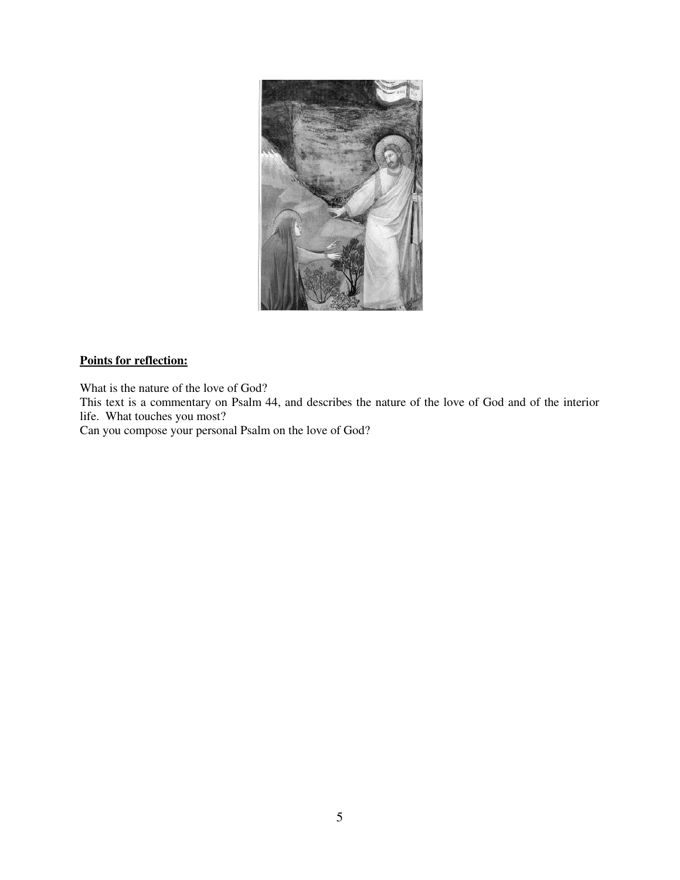**Points for reflection:**

What is the nature of the love of God?
This text is a commentary on Psalm 44, and describes the nature of the love of God and of the interior life. What touches you most?
Can you compose your personal Psalm on the love of God?